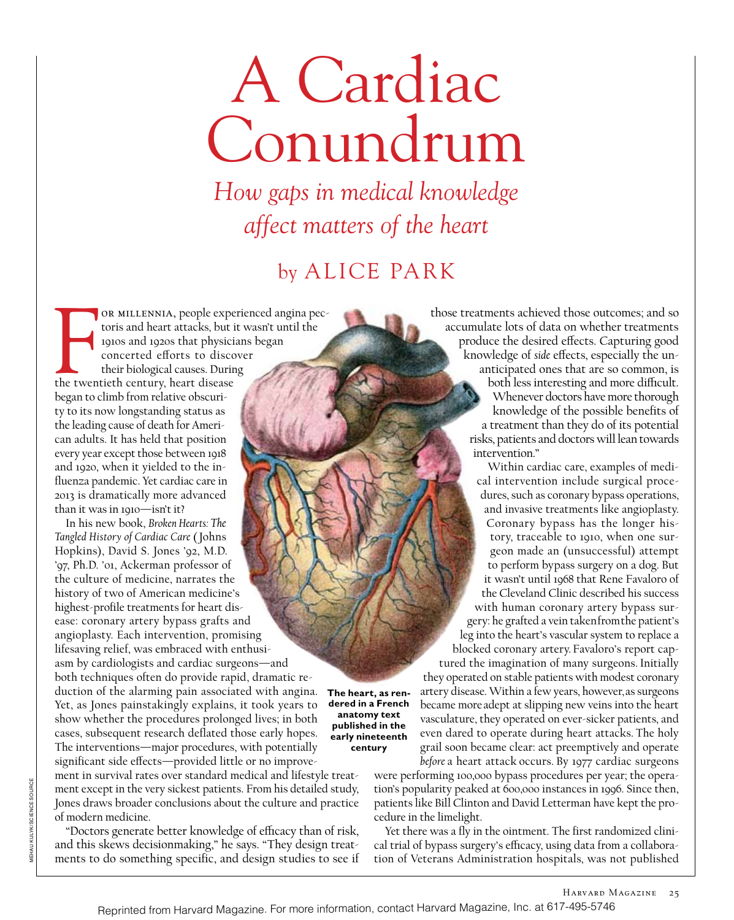# A Cardiac Conundrum

*How gaps in medical knowledge affect matters of the heart*

by ALICE PARK

For millennia, people experienced angina pectoris and heart attacks, but it wasn't until the 1910s and 1920s that physicians began concerted efforts to discover their biological causes. During the twentieth century, heart disease began to climb from relative obscurity to its now longstanding status as the leading cause of death for American adults. It has held that position every year except those between 1918 and 1920, when it yielded to the influenza pandemic. Yet cardiac care in 2013 is dramatically more advanced than it was in 1910—isn't it?

In his new book, *Broken Hearts: The Tangled History of Cardiac Care* (Johns Hopkins), David S. Jones '92, M.D. '97, Ph.D. '01, Ackerman professor of the culture of medicine, narrates the history of two of American medicine's highest-profile treatments for heart disease: coronary artery bypass grafts and angioplasty. Each intervention, promising lifesaving relief, was embraced with enthusiasm by cardiologists and cardiac surgeons—and both techniques often do provide rapid, dramatic reduction of the alarming pain associated with angina. Yet, as Jones painstakingly explains, it took years to show whether the procedures prolonged lives; in both cases, subsequent research deflated those early hopes. The interventions—major procedures, with potentially significant side effects—provided little or no improvement in survival rates over standard medical and lifestyle treatment except in the very sickest patients. From his detailed study, Jones draws broader conclusions about the culture and practice of modern medicine.

"Doctors generate better knowledge of efficacy than of risk, and this skews decisionmaking," he says. "They design treatments to do something specific, and design studies to see if those treatments achieved those outcomes; and so accumulate lots of data on whether treatments produce the desired effects. Capturing good knowledge of *side* effects, especially the unanticipated ones that are so common, is both less interesting and more difficult. Whenever doctors have more thorough knowledge of the possible benefits of a treatment than they do of its potential risks, patients and doctors will lean towards intervention."

Within cardiac care, examples of medical intervention include surgical procedures, such as coronary bypass operations, and invasive treatments like angioplasty. Coronary bypass has the longer history, traceable to 1910, when one surgeon made an (unsuccessful) attempt to perform bypass surgery on a dog. But it wasn't until 1968 that Rene Favaloro of the Cleveland Clinic described his success with human coronary artery bypass surgery: he grafted a vein taken from the patient's leg into the heart's vascular system to replace a blocked coronary artery. Favaloro's report captured the imagination of many surgeons. Initially they operated on stable patients with modest coronary artery disease. Within a few years, however, as surgeons became more adept at slipping new veins into the heart vasculature, they operated on ever-sicker patients, and even dared to operate during heart attacks. The holy grail soon became clear: act preemptively and operate *before* a heart attack occurs. By 1977 cardiac surgeons were performing 100,000 bypass procedures per year; the operation's popularity peaked at 600,000 instances in 1996. Since then, patients like Bill Clinton and David Letterman have kept the procedure in the limelight.

Yet there was a fly in the ointment. The first randomized clinical trial of bypass surgery's efficacy, using data from a collaboration of Veterans Administration hospitals, was not published

**The heart, as rendered in a French anatomy text published in the early nineteenth century**

MEHAU KULYK/SCIENCE SOURCE

Reprinted from Harvard Magazine. For more information, contact Harvard Magazine, Inc. at 617-495-5746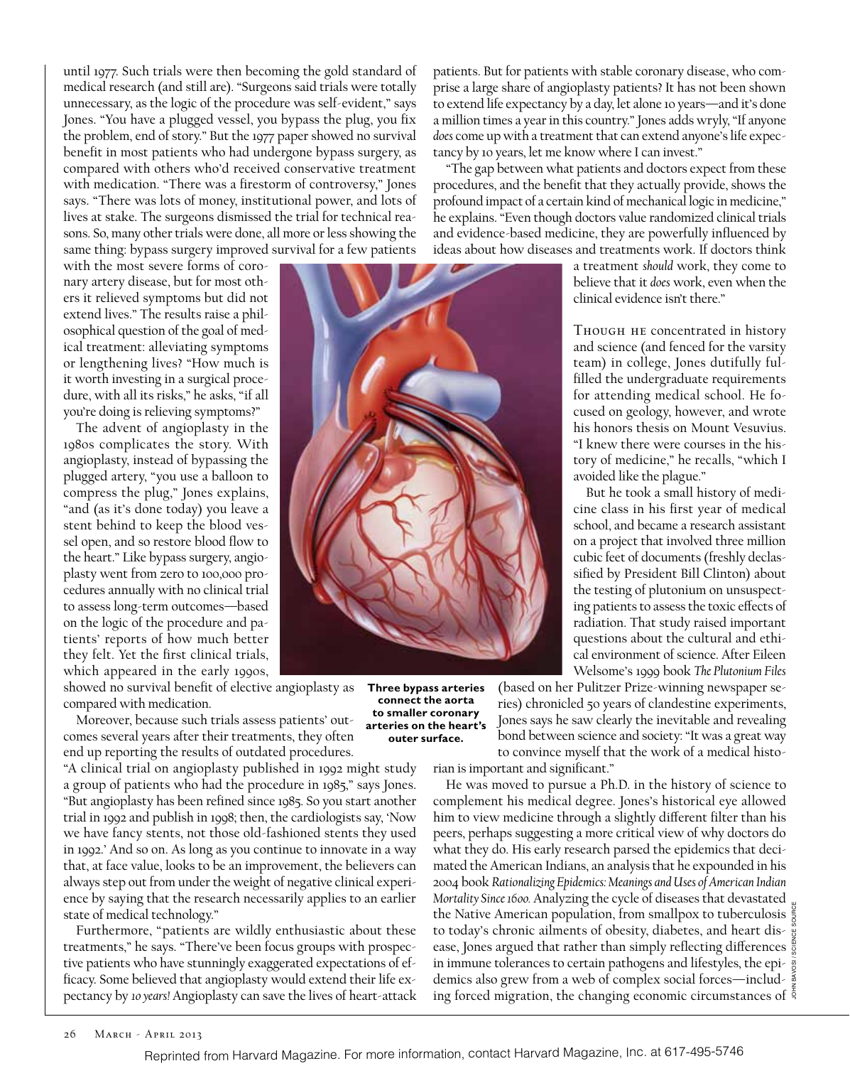until 1977. Such trials were then becoming the gold standard of medical research (and still are). "Surgeons said trials were totally unnecessary, as the logic of the procedure was self-evident," says Jones. "You have a plugged vessel, you bypass the plug, you fix the problem, end of story." But the 1977 paper showed no survival benefit in most patients who had undergone bypass surgery, as compared with others who'd received conservative treatment with medication. "There was a firestorm of controversy," Jones says. "There was lots of money, institutional power, and lots of lives at stake. The surgeons dismissed the trial for technical reasons. So, many other trials were done, all more or less showing the same thing: bypass surgery improved survival for a few patients with the most severe forms of coronary artery disease, but for most others it relieved symptoms but did not extend lives." The results raise a philosophical question of the goal of medical treatment: alleviating symptoms or lengthening lives? "How much is it worth investing in a surgical procedure, with all its risks," he asks, "if all you're doing is relieving symptoms?"

The advent of angioplasty in the 1980s complicates the story. With angioplasty, instead of bypassing the plugged artery, "you use a balloon to compress the plug," Jones explains, "and (as it's done today) you leave a stent behind to keep the blood vessel open, and so restore blood flow to the heart." Like bypass surgery, angioplasty went from zero to 100,000 procedures annually with no clinical trial to assess long-term outcomes—based on the logic of the procedure and patients' reports of how much better they felt. Yet the first clinical trials, which appeared in the early 1990s, showed no survival benefit of elective angioplasty as compared with medication.

Moreover, because such trials assess patients' outcomes several years after their treatments, they often end up reporting the results of outdated procedures. "A clinical trial on angioplasty published in 1992 might study a group of patients who had the procedure in 1985," says Jones. "But angioplasty has been refined since 1985. So you start another trial in 1992 and publish in 1998; then, the cardiologists say, 'Now we have fancy stents, not those old-fashioned stents they used in 1992.' And so on. As long as you continue to innovate in a way that, at face value, looks to be an improvement, the believers can always step out from under the weight of negative clinical experience by saying that the research necessarily applies to an earlier state of medical technology."

Furthermore, "patients are wildly enthusiastic about these treatments," he says. "There've been focus groups with prospective patients who have stunningly exaggerated expectations of efficacy. Some believed that angioplasty would extend their life expectancy by *10 years!* Angioplasty can save the lives of heart-attack patients. But for patients with stable coronary disease, who comprise a large share of angioplasty patients? It has not been shown to extend life expectancy by a day, let alone 10 years—and it's done a million times a year in this country." Jones adds wryly, "If anyone *does* come up with a treatment that can extend anyone's life expectancy by 10 years, let me know where I can invest."

"The gap between what patients and doctors expect from these procedures, and the benefit that they actually provide, shows the profound impact of a certain kind of mechanical logic in medicine," he explains. "Even though doctors value randomized clinical trials and evidence-based medicine, they are powerfully influenced by ideas about how diseases and treatments work. If doctors think a treatment *should* work, they come to believe that it *does* work, even when the clinical evidence isn't there."

**Three bypass arteries connect the aorta to smaller coronary arteries on the heart's outer surface.**

Though he concentrated in history and science (and fenced for the varsity team) in college, Jones dutifully fulfilled the undergraduate requirements for attending medical school. He focused on geology, however, and wrote his honors thesis on Mount Vesuvius. "I knew there were courses in the history of medicine," he recalls, "which I avoided like the plague."

But he took a small history of medicine class in his first year of medical school, and became a research assistant on a project that involved three million cubic feet of documents (freshly declassified by President Bill Clinton) about the testing of plutonium on unsuspecting patients to assess the toxic effects of radiation. That study raised important questions about the cultural and ethical environment of science. After Eileen Welsome's 1999 book *The Plutonium Files* (based on her Pulitzer Prize-winning newspaper series) chronicled 50 years of clandestine experiments, Jones says he saw clearly the inevitable and revealing bond between science and society: "It was a great way to convince myself that the work of a medical historian is important and significant."

He was moved to pursue a Ph.D. in the history of science to complement his medical degree. Jones's historical eye allowed him to view medicine through a slightly different filter than his peers, perhaps suggesting a more critical view of why doctors do what they do. His early research parsed the epidemics that decimated the American Indians, an analysis that he expounded in his 2004 book *Rationalizing Epidemics: Meanings and Uses of American Indian Mortality Since 1600.* Analyzing the cycle of diseases that devastated the Native American population, from smallpox to tuberculosis to today's chronic ailments of obesity, diabetes, and heart disease, Jones argued that rather than simply reflecting differences in immune tolerances to certain pathogens and lifestyles, the epidemics also grew from a web of complex social forces—including forced migration, the changing economic circumstances of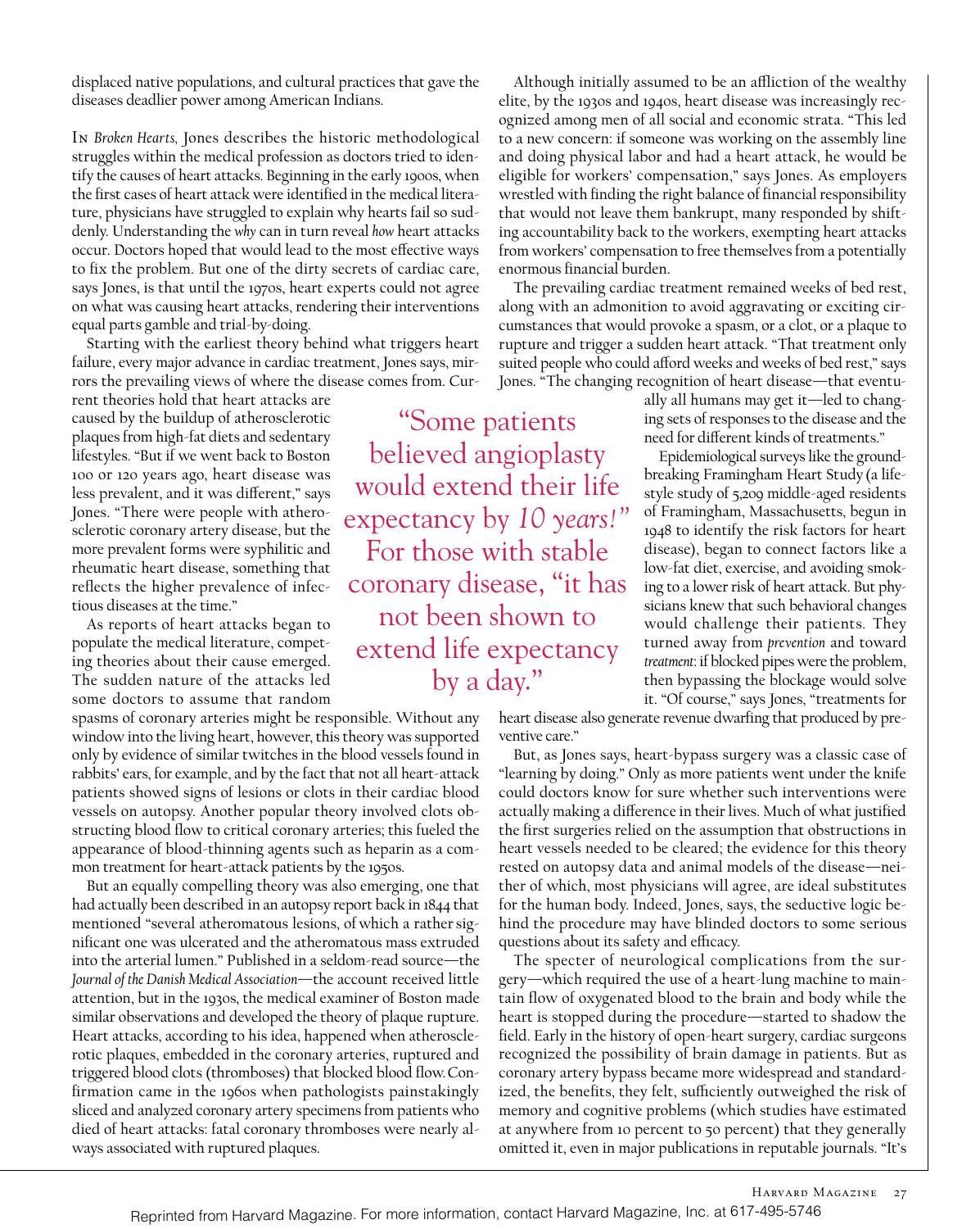displaced native populations, and cultural practices that gave the diseases deadlier power among American Indians.

In *Broken Hearts,* Jones describes the historic methodological struggles within the medical profession as doctors tried to identify the causes of heart attacks. Beginning in the early 1900s, when the first cases of heart attack were identified in the medical literature, physicians have struggled to explain why hearts fail so suddenly. Understanding the *why* can in turn reveal *how* heart attacks occur. Doctors hoped that would lead to the most effective ways to fix the problem. But one of the dirty secrets of cardiac care, says Jones, is that until the 1970s, heart experts could not agree on what was causing heart attacks, rendering their interventions equal parts gamble and trial-by-doing.

Starting with the earliest theory behind what triggers heart failure, every major advance in cardiac treatment, Jones says, mirrors the prevailing views of where the disease comes from. Current theories hold that heart attacks are caused by the buildup of atherosclerotic plaques from high-fat diets and sedentary lifestyles. "But if we went back to Boston 100 or 120 years ago, heart disease was less prevalent, and it was different," says Jones. "There were people with atherosclerotic coronary artery disease, but the more prevalent forms were syphilitic and rheumatic heart disease, something that reflects the higher prevalence of infectious diseases at the time."

As reports of heart attacks began to populate the medical literature, competing theories about their cause emerged. The sudden nature of the attacks led some doctors to assume that random spasms of coronary arteries might be responsible. Without any window into the living heart, however, this theory was supported only by evidence of similar twitches in the blood vessels found in rabbits' ears, for example, and by the fact that not all heart-attack patients showed signs of lesions or clots in their cardiac blood vessels on autopsy. Another popular theory involved clots obstructing blood flow to critical coronary arteries; this fueled the appearance of blood-thinning agents such as heparin as a common treatment for heart-attack patients by the 1950s.

But an equally compelling theory was also emerging, one that had actually been described in an autopsy report back in 1844 that mentioned "several atheromatous lesions, of which a rather significant one was ulcerated and the atheromatous mass extruded into the arterial lumen." Published in a seldom-read source—the *Journal of the Danish Medical Association*—the account received little attention, but in the 1930s, the medical examiner of Boston made similar observations and developed the theory of plaque rupture. Heart attacks, according to his idea, happened when atherosclerotic plaques, embedded in the coronary arteries, ruptured and triggered blood clots (thromboses) that blocked blood flow. Confirmation came in the 1960s when pathologists painstakingly sliced and analyzed coronary artery specimens from patients who died of heart attacks: fatal coronary thromboses were nearly always associated with ruptured plaques.

> "Some patients believed angioplasty would extend their life expectancy by *10 years!*" For those with stable coronary disease, "it has not been shown to extend life expectancy by a day."

Although initially assumed to be an affliction of the wealthy elite, by the 1930s and 1940s, heart disease was increasingly recognized among men of all social and economic strata. "This led to a new concern: if someone was working on the assembly line and doing physical labor and had a heart attack, he would be eligible for workers' compensation," says Jones. As employers wrestled with finding the right balance of financial responsibility that would not leave them bankrupt, many responded by shifting accountability back to the workers, exempting heart attacks from workers' compensation to free themselves from a potentially enormous financial burden.

The prevailing cardiac treatment remained weeks of bed rest, along with an admonition to avoid aggravating or exciting circumstances that would provoke a spasm, or a clot, or a plaque to rupture and trigger a sudden heart attack. "That treatment only suited people who could afford weeks and weeks of bed rest," says Jones. "The changing recognition of heart disease—that eventually all humans may get it—led to changing sets of responses to the disease and the need for different kinds of treatments."

Epidemiological surveys like the groundbreaking Framingham Heart Study (a lifestyle study of 5,209 middle-aged residents of Framingham, Massachusetts, begun in 1948 to identify the risk factors for heart disease), began to connect factors like a low-fat diet, exercise, and avoiding smoking to a lower risk of heart attack. But physicians knew that such behavioral changes would challenge their patients. They turned away from *prevention* and toward *treatment*: if blocked pipes were the problem, then bypassing the blockage would solve it. "Of course," says Jones, "treatments for heart disease also generate revenue dwarfing that produced by preventive care."

But, as Jones says, heart-bypass surgery was a classic case of "learning by doing." Only as more patients went under the knife could doctors know for sure whether such interventions were actually making a difference in their lives. Much of what justified the first surgeries relied on the assumption that obstructions in heart vessels needed to be cleared; the evidence for this theory rested on autopsy data and animal models of the disease—neither of which, most physicians will agree, are ideal substitutes for the human body. Indeed, Jones, says, the seductive logic behind the procedure may have blinded doctors to some serious questions about its safety and efficacy.

The specter of neurological complications from the surgery—which required the use of a heart-lung machine to maintain flow of oxygenated blood to the brain and body while the heart is stopped during the procedure—started to shadow the field. Early in the history of open-heart surgery, cardiac surgeons recognized the possibility of brain damage in patients. But as coronary artery bypass became more widespread and standardized, the benefits, they felt, sufficiently outweighed the risk of memory and cognitive problems (which studies have estimated at anywhere from 10 percent to 50 percent) that they generally omitted it, even in major publications in reputable journals. "It's

Reprinted from Harvard Magazine. For more information, contact Harvard Magazine, Inc. at 617-495-5746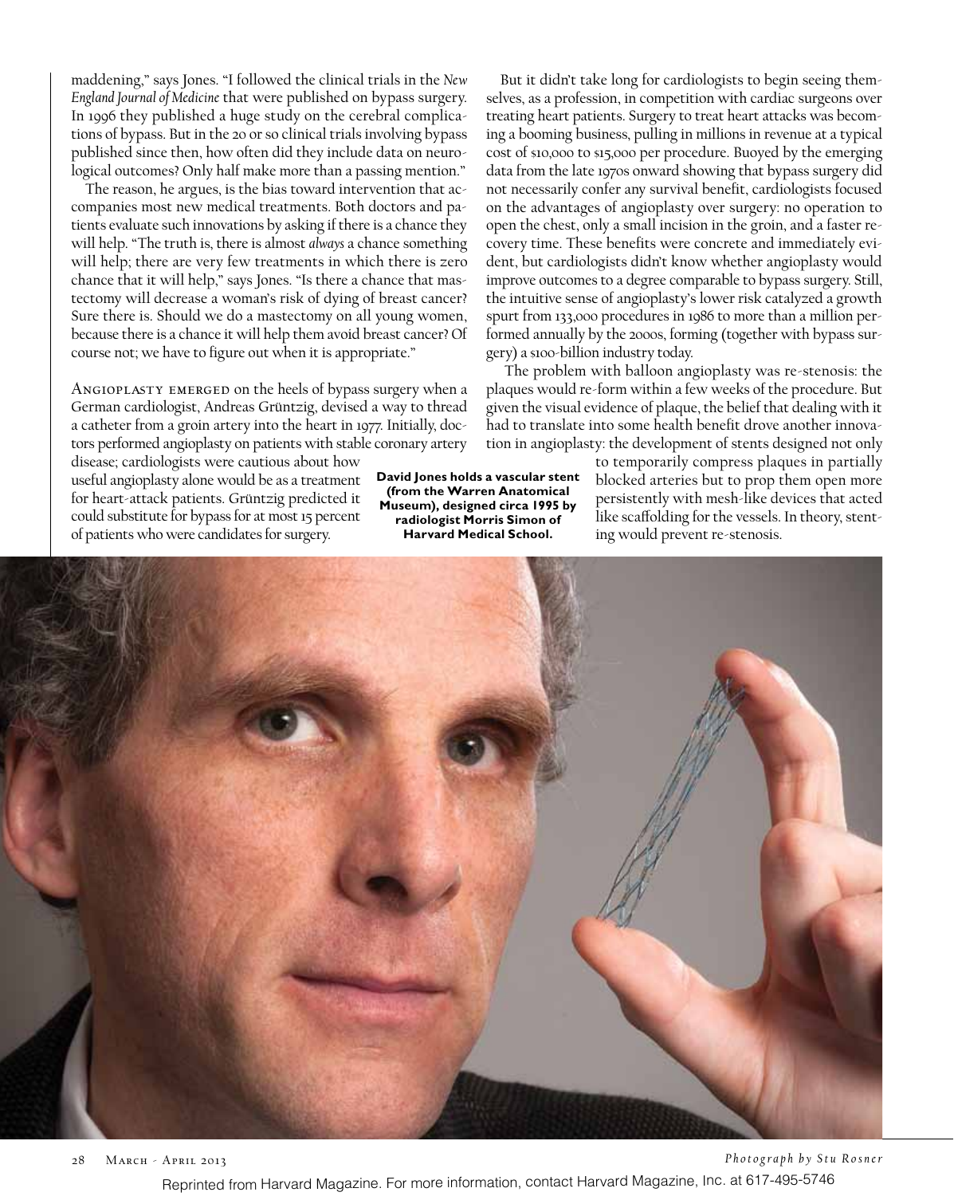maddening," says Jones. "I followed the clinical trials in the *New England Journal of Medicine* that were published on bypass surgery. In 1996 they published a huge study on the cerebral complications of bypass. But in the 20 or so clinical trials involving bypass published since then, how often did they include data on neurological outcomes? Only half make more than a passing mention."

The reason, he argues, is the bias toward intervention that accompanies most new medical treatments. Both doctors and patients evaluate such innovations by asking if there is a chance they will help. "The truth is, there is almost *always* a chance something will help; there are very few treatments in which there is zero chance that it will help," says Jones. "Is there a chance that mastectomy will decrease a woman's risk of dying of breast cancer? Sure there is. Should we do a mastectomy on all young women, because there is a chance it will help them avoid breast cancer? Of course not; we have to figure out when it is appropriate."

Angioplasty emerged on the heels of bypass surgery when a German cardiologist, Andreas Grüntzig, devised a way to thread a catheter from a groin artery into the heart in 1977. Initially, doctors performed angioplasty on patients with stable coronary artery disease; cardiologists were cautious about how useful angioplasty alone would be as a treatment for heart-attack patients. Grüntzig predicted it could substitute for bypass for at most 15 percent of patients who were candidates for surgery.

But it didn't take long for cardiologists to begin seeing themselves, as a profession, in competition with cardiac surgeons over treating heart patients. Surgery to treat heart attacks was becoming a booming business, pulling in millions in revenue at a typical cost of $10,000 to $15,000 per procedure. Buoyed by the emerging data from the late 1970s onward showing that bypass surgery did not necessarily confer any survival benefit, cardiologists focused on the advantages of angioplasty over surgery: no operation to open the chest, only a small incision in the groin, and a faster recovery time. These benefits were concrete and immediately evident, but cardiologists didn't know whether angioplasty would improve outcomes to a degree comparable to bypass surgery. Still, the intuitive sense of angioplasty's lower risk catalyzed a growth spurt from 133,000 procedures in 1986 to more than a million performed annually by the 2000s, forming (together with bypass surgery) a $100-billion industry today.

The problem with balloon angioplasty was re-stenosis: the plaques would re-form within a few weeks of the procedure. But given the visual evidence of plaque, the belief that dealing with it had to translate into some health benefit drove another innovation in angioplasty: the development of stents designed not only to temporarily compress plaques in partially blocked arteries but to prop them open more persistently with mesh-like devices that acted like scaffolding for the vessels. In theory, stenting would prevent re-stenosis.

**David Jones holds a vascular stent (from the Warren Anatomical Museum), designed circa 1995 by radiologist Morris Simon of Harvard Medical School.**

*Photograph by Stu Rosner*

Reprinted from Harvard Magazine. For more information, contact Harvard Magazine, Inc. at 617-495-5746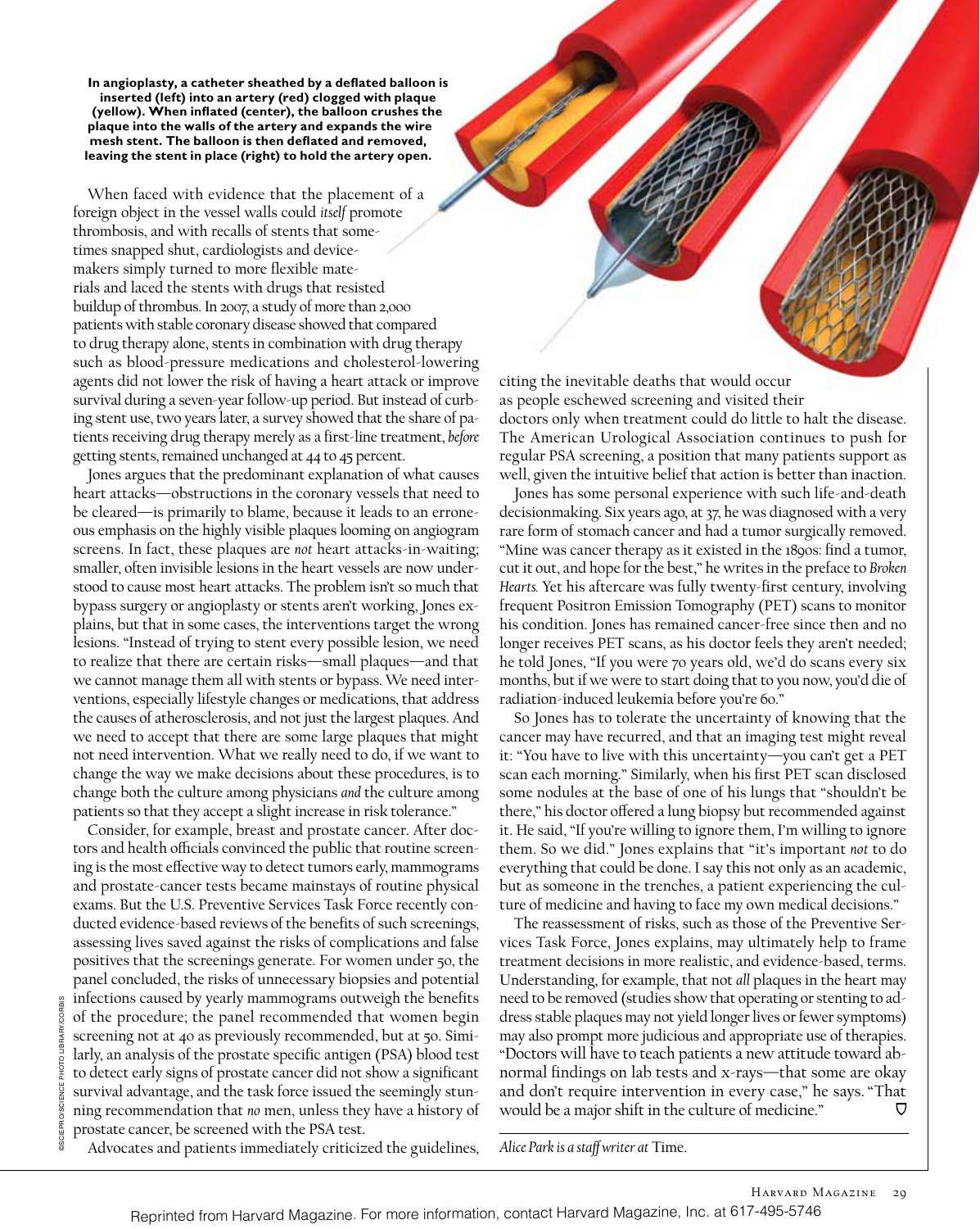**In angioplasty, a catheter sheathed by a deflated balloon is inserted (left) into an artery (red) clogged with plaque (yellow). When inflated (center), the balloon crushes the plaque into the walls of the artery and expands the wire mesh stent. The balloon is then deflated and removed, leaving the stent in place (right) to hold the artery open.**

When faced with evidence that the placement of a foreign object in the vessel walls could *itself* promote thrombosis, and with recalls of stents that sometimes snapped shut, cardiologists and device-makers simply turned to more flexible materials and laced the stents with drugs that resisted buildup of thrombus. In 2007, a study of more than 2,000 patients with stable coronary disease showed that compared to drug therapy alone, stents in combination with drug therapy such as blood-pressure medications and cholesterol-lowering agents did not lower the risk of having a heart attack or improve survival during a seven-year follow-up period. But instead of curbing stent use, two years later, a survey showed that the share of patients receiving drug therapy merely as a first-line treatment, *before* getting stents, remained unchanged at 44 to 45 percent.

Jones argues that the predominant explanation of what causes heart attacks—obstructions in the coronary vessels that need to be cleared—is primarily to blame, because it leads to an erroneous emphasis on the highly visible plaques looming on angiogram screens. In fact, these plaques are *not* heart attacks-in-waiting; smaller, often invisible lesions in the heart vessels are now understood to cause most heart attacks. The problem isn't so much that bypass surgery or angioplasty or stents aren't working, Jones explains, but that in some cases, the interventions target the wrong lesions. "Instead of trying to stent every possible lesion, we need to realize that there are certain risks—small plaques—and that we cannot manage them all with stents or bypass. We need interventions, especially lifestyle changes or medications, that address the causes of atherosclerosis, and not just the largest plaques. And we need to accept that there are some large plaques that might not need intervention. What we really need to do, if we want to change the way we make decisions about these procedures, is to change both the culture among physicians *and* the culture among patients so that they accept a slight increase in risk tolerance."

Consider, for example, breast and prostate cancer. After doctors and health officials convinced the public that routine screening is the most effective way to detect tumors early, mammograms and prostate-cancer tests became mainstays of routine physical exams. But the U.S. Preventive Services Task Force recently conducted evidence-based reviews of the benefits of such screenings, assessing lives saved against the risks of complications and false positives that the screenings generate. For women under 50, the panel concluded, the risks of unnecessary biopsies and potential infections caused by yearly mammograms outweigh the benefits of the procedure; the panel recommended that women begin screening not at 40 as previously recommended, but at 50. Similarly, an analysis of the prostate specific antigen (PSA) blood test to detect early signs of prostate cancer did not show a significant survival advantage, and the task force issued the seemingly stunning recommendation that *no* men, unless they have a history of prostate cancer, be screened with the PSA test.

Advocates and patients immediately criticized the guidelines, citing the inevitable deaths that would occur as people eschewed screening and visited their doctors only when treatment could do little to halt the disease. The American Urological Association continues to push for regular PSA screening, a position that many patients support as well, given the intuitive belief that action is better than inaction.

Jones has some personal experience with such life-and-death decisionmaking. Six years ago, at 37, he was diagnosed with a very rare form of stomach cancer and had a tumor surgically removed. "Mine was cancer therapy as it existed in the 1890s: find a tumor, cut it out, and hope for the best," he writes in the preface to *Broken Hearts*. Yet his aftercare was fully twenty-first century, involving frequent Positron Emission Tomography (PET) scans to monitor his condition. Jones has remained cancer-free since then and no longer receives PET scans, as his doctor feels they aren't needed; he told Jones, "If you were 70 years old, we'd do scans every six months, but if we were to start doing that to you now, you'd die of radiation-induced leukemia before you're 60."

So Jones has to tolerate the uncertainty of knowing that the cancer may have recurred, and that an imaging test might reveal it: "You have to live with this uncertainty—you can't get a PET scan each morning." Similarly, when his first PET scan disclosed some nodules at the base of one of his lungs that "shouldn't be there," his doctor offered a lung biopsy but recommended against it. He said, "If you're willing to ignore them, I'm willing to ignore them. So we did." Jones explains that "it's important *not* to do everything that could be done. I say this not only as an academic, but as someone in the trenches, a patient experiencing the culture of medicine and having to face my own medical decisions."

The reassessment of risks, such as those of the Preventive Services Task Force, Jones explains, may ultimately help to frame treatment decisions in more realistic, and evidence-based, terms. Understanding, for example, that not *all* plaques in the heart may need to be removed (studies show that operating or stenting to address stable plaques may not yield longer lives or fewer symptoms) may also prompt more judicious and appropriate use of therapies. "Doctors will have to teach patients a new attitude toward abnormal findings on lab tests and x-rays—that some are okay and don't require intervention in every case," he says. "That would be a major shift in the culture of medicine."

*Alice Park is a staff writer at* Time.

Reprinted from Harvard Magazine. For more information, contact Harvard Magazine, Inc. at 617-495-5746